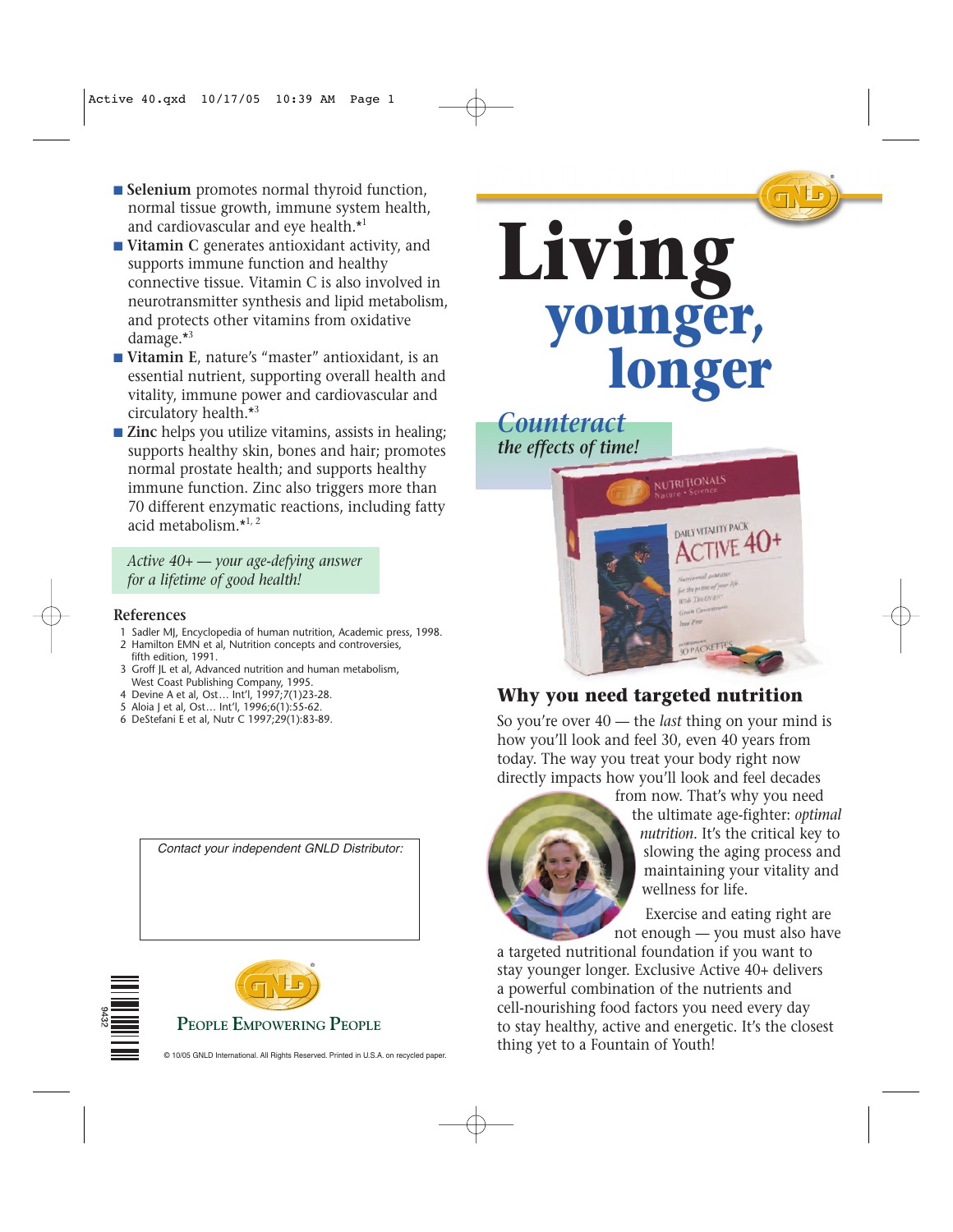- **Selenium** promotes normal thyroid function, normal tissue growth, immune system health, and cardiovascular and eye health.*[1]
- **Vitamin C** generates antioxidant activity, and supports immune function and healthy connective tissue. Vitamin C is also involved in neurotransmitter synthesis and lipid metabolism, and protects other vitamins from oxidative damage.*[3]
- **Vitamin E**, nature's "master" antioxidant, is an essential nutrient, supporting overall health and vitality, immune power and cardiovascular and circulatory health.*[3]
- **Zinc** helps you utilize vitamins, assists in healing; supports healthy skin, bones and hair; promotes normal prostate health; and supports healthy immune function. Zinc also triggers more than 70 different enzymatic reactions, including fatty acid metabolism.*[1, 2]

*Active 40+ — your age-defying answer for a lifetime of good health!*

### References

1. Sadler MJ, Encyclopedia of human nutrition, Academic press, 1998.
2. Hamilton EMN et al, Nutrition concepts and controversies, fifth edition, 1991.
3. Groff JL et al, Advanced nutrition and human metabolism, West Coast Publishing Company, 1995.
4. Devine A et al, Ost… Int'l, 1997;7(1)23-28.
5. Aloia J et al, Ost… Int'l, 1996;6(1):55-62.
6. DeStefani E et al, Nutr C 1997;29(1):83-89.

*Contact your independent GNLD Distributor:*

GNLD

PEOPLE EMPOWERING PEOPLE

9432

© 10/05 GNLD International. All Rights Reserved. Printed in U.S.A. on recycled paper.

GNLD

# Living younger, longer

*Counteract the effects of time!*

NUTRITIONALS Nature • Science

DAILY VITALITY PACK ACTIVE 40+

30 PACKETTES

## Why you need targeted nutrition

So you're over 40 — the *last* thing on your mind is how you'll look and feel 30, even 40 years from today. The way you treat your body right now directly impacts how you'll look and feel decades from now. That's why you need the ultimate age-fighter: *optimal nutrition*. It's the critical key to slowing the aging process and maintaining your vitality and wellness for life.

Exercise and eating right are not enough — you must also have a targeted nutritional foundation if you want to stay younger longer. Exclusive Active 40+ delivers a powerful combination of the nutrients and cell-nourishing food factors you need every day to stay healthy, active and energetic. It's the closest thing yet to a Fountain of Youth!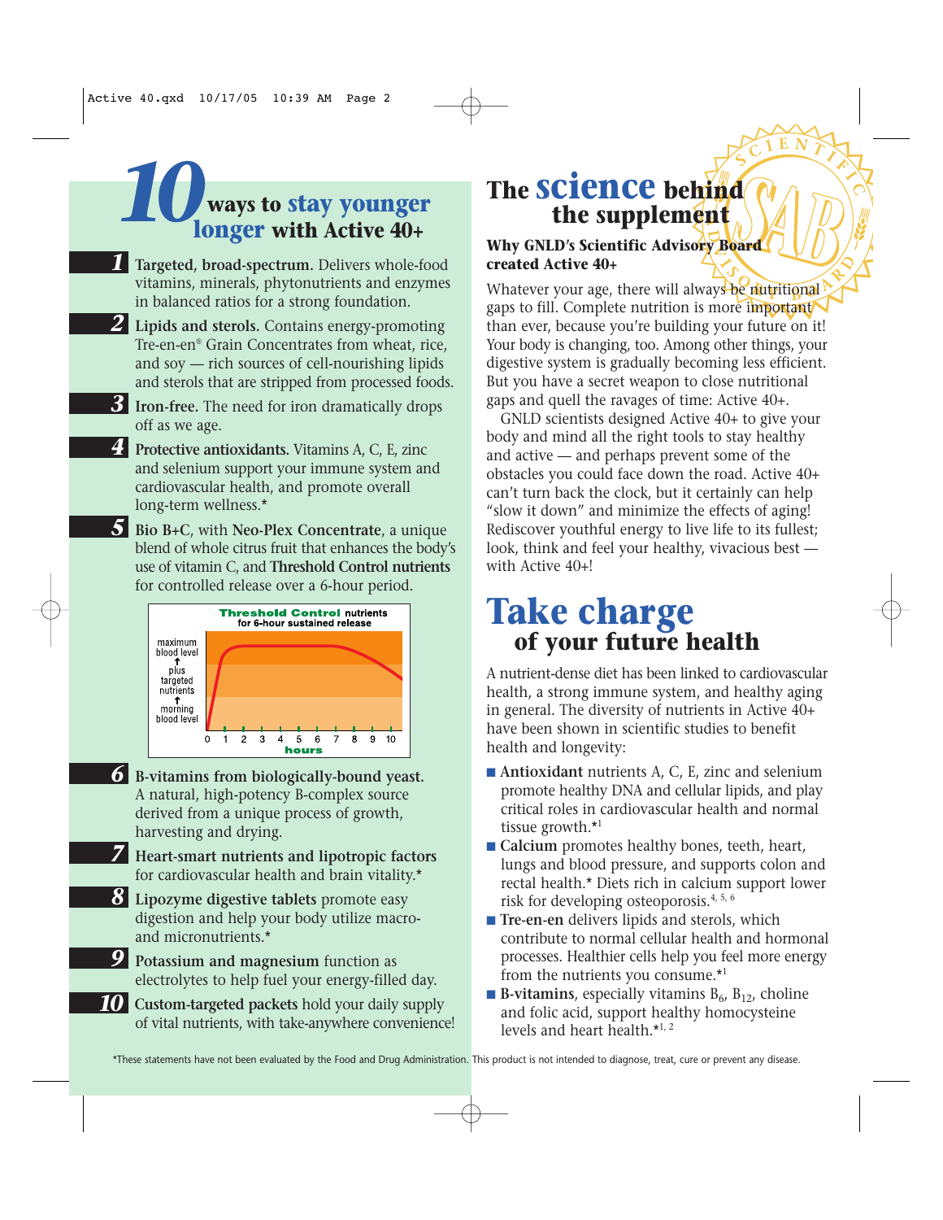# 10 ways to stay younger longer with Active 40+

**1** **Targeted, broad-spectrum.** Delivers whole-food vitamins, minerals, phytonutrients and enzymes in balanced ratios for a strong foundation.

**2** **Lipids and sterols.** Contains energy-promoting Tre-en-en® Grain Concentrates from wheat, rice, and soy — rich sources of cell-nourishing lipids and sterols that are stripped from processed foods.

**3** **Iron-free.** The need for iron dramatically drops off as we age.

**4** **Protective antioxidants.** Vitamins A, C, E, zinc and selenium support your immune system and cardiovascular health, and promote overall long-term wellness.*

**5** **Bio B+C**, with **Neo-Plex Concentrate**, a unique blend of whole citrus fruit that enhances the body's use of vitamin C, and **Threshold Control nutrients** for controlled release over a 6-hour period.

Threshold Control nutrients for 6-hour sustained release

maximum blood level

plus targeted nutrients

morning blood level

0 1 2 3 4 5 6 7 8 9 10

hours

**6** **B-vitamins from biologically-bound yeast.** A natural, high-potency B-complex source derived from a unique process of growth, harvesting and drying.

**7** **Heart-smart nutrients and lipotropic factors** for cardiovascular health and brain vitality.*

**8** **Lipozyme digestive tablets** promote easy digestion and help your body utilize macro- and micronutrients.*

**9** **Potassium and magnesium** function as electrolytes to help fuel your energy-filled day.

**10** **Custom-targeted packets** hold your daily supply of vital nutrients, with take-anywhere convenience!

# The science behind the supplement

### Why GNLD's Scientific Advisory Board created Active 40+

Whatever your age, there will always be nutritional gaps to fill. Complete nutrition is more important than ever, because you're building your future on it! Your body is changing, too. Among other things, your digestive system is gradually becoming less efficient. But you have a secret weapon to close nutritional gaps and quell the ravages of time: Active 40+.

GNLD scientists designed Active 40+ to give your body and mind all the right tools to stay healthy and active — and perhaps prevent some of the obstacles you could face down the road. Active 40+ can't turn back the clock, but it certainly can help "slow it down" and minimize the effects of aging! Rediscover youthful energy to live life to its fullest; look, think and feel your healthy, vivacious best — with Active 40+!

# Take charge of your future health

A nutrient-dense diet has been linked to cardiovascular health, a strong immune system, and healthy aging in general. The diversity of nutrients in Active 40+ have been shown in scientific studies to benefit health and longevity:

- **Antioxidant** nutrients A, C, E, zinc and selenium promote healthy DNA and cellular lipids, and play critical roles in cardiovascular health and normal tissue growth.*[1]
- **Calcium** promotes healthy bones, teeth, heart, lungs and blood pressure, and supports colon and rectal health.* Diets rich in calcium support lower risk for developing osteoporosis.[4, 5, 6]
- **Tre-en-en** delivers lipids and sterols, which contribute to normal cellular health and hormonal processes. Healthier cells help you feel more energy from the nutrients you consume.*[1]
- **B-vitamins**, especially vitamins $B_6$, $B_{12}$, choline and folic acid, support healthy homocysteine levels and heart health.*[1, 2]

*These statements have not been evaluated by the Food and Drug Administration. This product is not intended to diagnose, treat, cure or prevent any disease.